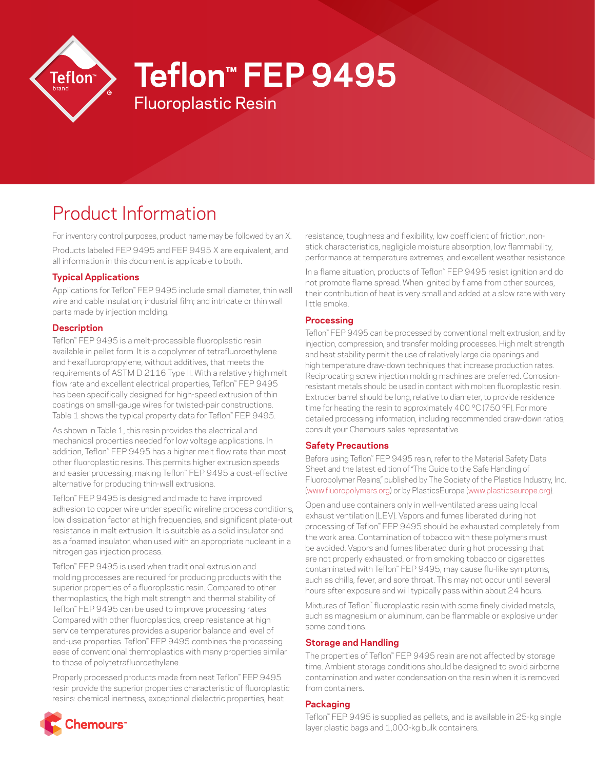# Teflon™ FEP 9495

Fluoroplastic Resin

## Product Information

For inventory control purposes, product name may be followed by an X.

Products labeled FEP 9495 and FEP 9495 X are equivalent, and all information in this document is applicable to both.

### Typical Applications

Applications for Teflon™ FEP 9495 include small diameter, thin wall wire and cable insulation; industrial film; and intricate or thin wall parts made by injection molding.

### Description

Teflon™ FEP 9495 is a melt-processible fluoroplastic resin available in pellet form. It is a copolymer of tetrafluoroethylene and hexafluoropropylene, without additives, that meets the requirements of ASTM D 2116 Type II. With a relatively high melt flow rate and excellent electrical properties, Teflon™ FEP 9495 has been specifically designed for high-speed extrusion of thin coatings on small-gauge wires for twisted-pair constructions. Table 1 shows the typical property data for Teflon™ FEP 9495.

As shown in Table 1, this resin provides the electrical and mechanical properties needed for low voltage applications. In addition, Teflon™ FEP 9495 has a higher melt flow rate than most other fluoroplastic resins. This permits higher extrusion speeds and easier processing, making Teflon™ FEP 9495 a cost-effective alternative for producing thin-wall extrusions.

Teflon™ FEP 9495 is designed and made to have improved adhesion to copper wire under specific wireline process conditions, low dissipation factor at high frequencies, and significant plate-out resistance in melt extrusion. It is suitable as a solid insulator and as a foamed insulator, when used with an appropriate nucleant in a nitrogen gas injection process.

Teflon™ FEP 9495 is used when traditional extrusion and molding processes are required for producing products with the superior properties of a fluoroplastic resin. Compared to other thermoplastics, the high melt strength and thermal stability of Teflon™ FEP 9495 can be used to improve processing rates. Compared with other fluoroplastics, creep resistance at high service temperatures provides a superior balance and level of end-use properties. Teflon™ FEP 9495 combines the processing ease of conventional thermoplastics with many properties similar to those of polytetrafluoroethylene.

Properly processed products made from neat Teflon™ FEP 9495 resin provide the superior properties characteristic of fluoroplastic resins: chemical inertness, exceptional dielectric properties, heat resistance, toughness and flexibility, low coefficient of friction, non-stick characteristics, negligible moisture absorption, low flammability, performance at temperature extremes, and excellent weather resistance.

In a flame situation, products of Teflon™ FEP 9495 resist ignition and do not promote flame spread. When ignited by flame from other sources, their contribution of heat is very small and added at a slow rate with very little smoke.

### Processing

Teflon™ FEP 9495 can be processed by conventional melt extrusion, and by injection, compression, and transfer molding processes. High melt strength and heat stability permit the use of relatively large die openings and high temperature draw-down techniques that increase production rates. Reciprocating screw injection molding machines are preferred. Corrosion-resistant metals should be used in contact with molten fluoroplastic resin. Extruder barrel should be long, relative to diameter, to provide residence time for heating the resin to approximately 400 °C (750 °F). For more detailed processing information, including recommended draw-down ratios, consult your Chemours sales representative.

### Safety Precautions

Before using Teflon™ FEP 9495 resin, refer to the Material Safety Data Sheet and the latest edition of "The Guide to the Safe Handling of Fluoropolymer Resins," published by The Society of the Plastics Industry, Inc. (www.fluoropolymers.org) or by PlasticsEurope (www.plasticseurope.org).

Open and use containers only in well-ventilated areas using local exhaust ventilation (LEV). Vapors and fumes liberated during hot processing of Teflon™ FEP 9495 should be exhausted completely from the work area. Contamination of tobacco with these polymers must be avoided. Vapors and fumes liberated during hot processing that are not properly exhausted, or from smoking tobacco or cigarettes contaminated with Teflon™ FEP 9495, may cause flu-like symptoms, such as chills, fever, and sore throat. This may not occur until several hours after exposure and will typically pass within about 24 hours.

Mixtures of Teflon™ fluoroplastic resin with some finely divided metals, such as magnesium or aluminum, can be flammable or explosive under some conditions.

### Storage and Handling

The properties of Teflon™ FEP 9495 resin are not affected by storage time. Ambient storage conditions should be designed to avoid airborne contamination and water condensation on the resin when it is removed from containers.

### Packaging

Teflon™ FEP 9495 is supplied as pellets, and is available in 25-kg single layer plastic bags and 1,000-kg bulk containers.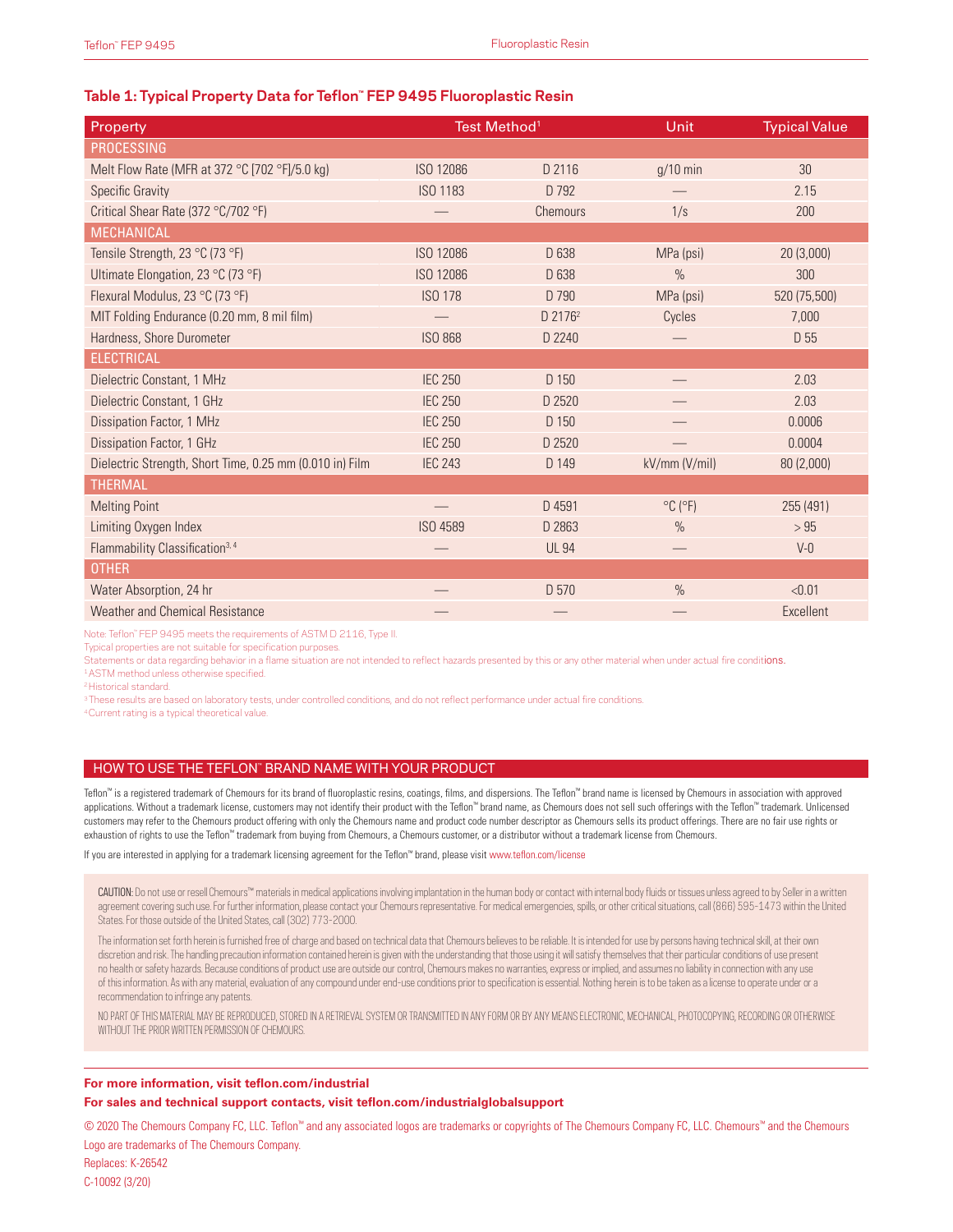## Table 1: Typical Property Data for Teflon™ FEP 9495 Fluoroplastic Resin

| Property | Test Method[1] | | Unit | Typical Value |
|---|---|---|---|---|
| **PROCESSING** | | | | |
| Melt Flow Rate (MFR at 372 °C [702 °F]/5.0 kg) | ISO 12086 | D 2116 | g/10 min | 30 |
| Specific Gravity | ISO 1183 | D 792 | — | 2.15 |
| Critical Shear Rate (372 °C/702 °F) | — | Chemours | 1/s | 200 |
| **MECHANICAL** | | | | |
| Tensile Strength, 23 °C (73 °F) | ISO 12086 | D 638 | MPa (psi) | 20 (3,000) |
| Ultimate Elongation, 23 °C (73 °F) | ISO 12086 | D 638 | % | 300 |
| Flexural Modulus, 23 °C (73 °F) | ISO 178 | D 790 | MPa (psi) | 520 (75,500) |
| MIT Folding Endurance (0.20 mm, 8 mil film) | — | D 2176[2] | Cycles | 7,000 |
| Hardness, Shore Durometer | ISO 868 | D 2240 | — | D 55 |
| **ELECTRICAL** | | | | |
| Dielectric Constant, 1 MHz | IEC 250 | D 150 | — | 2.03 |
| Dielectric Constant, 1 GHz | IEC 250 | D 2520 | — | 2.03 |
| Dissipation Factor, 1 MHz | IEC 250 | D 150 | — | 0.0006 |
| Dissipation Factor, 1 GHz | IEC 250 | D 2520 | — | 0.0004 |
| Dielectric Strength, Short Time, 0.25 mm (0.010 in) Film | IEC 243 | D 149 | kV/mm (V/mil) | 80 (2,000) |
| **THERMAL** | | | | |
| Melting Point | — | D 4591 | °C (°F) | 255 (491) |
| Limiting Oxygen Index | ISO 4589 | D 2863 | % | > 95 |
| Flammability Classification[3, 4] | — | UL 94 | — | V-0 |
| **OTHER** | | | | |
| Water Absorption, 24 hr | — | D 570 | % | <0.01 |
| Weather and Chemical Resistance | — | — | — | Excellent |

Note: Teflon™ FEP 9495 meets the requirements of ASTM D 2116, Type II.

Typical properties are not suitable for specification purposes.

Statements or data regarding behavior in a flame situation are not intended to reflect hazards presented by this or any other material when under actual fire conditions.

[1] ASTM method unless otherwise specified.

[2] Historical standard.

[3] These results are based on laboratory tests, under controlled conditions, and do not reflect performance under actual fire conditions.

[4] Current rating is a typical theoretical value.

## HOW TO USE THE TEFLON™ BRAND NAME WITH YOUR PRODUCT

Teflon™ is a registered trademark of Chemours for its brand of fluoroplastic resins, coatings, films, and dispersions. The Teflon™ brand name is licensed by Chemours in association with approved applications. Without a trademark license, customers may not identify their product with the Teflon™ brand name, as Chemours does not sell such offerings with the Teflon™ trademark. Unlicensed customers may refer to the Chemours product offering with only the Chemours name and product code number descriptor as Chemours sells its product offerings. There are no fair use rights or exhaustion of rights to use the Teflon™ trademark from buying from Chemours, a Chemours customer, or a distributor without a trademark license from Chemours.

If you are interested in applying for a trademark licensing agreement for the Teflon™ brand, please visit www.teflon.com/license

CAUTION: Do not use or resell Chemours™ materials in medical applications involving implantation in the human body or contact with internal body fluids or tissues unless agreed to by Seller in a written agreement covering such use. For further information, please contact your Chemours representative. For medical emergencies, spills, or other critical situations, call (866) 595-1473 within the United States. For those outside of the United States, call (302) 773-2000.

The information set forth herein is furnished free of charge and based on technical data that Chemours believes to be reliable. It is intended for use by persons having technical skill, at their own discretion and risk. The handling precaution information contained herein is given with the understanding that those using it will satisfy themselves that their particular conditions of use present no health or safety hazards. Because conditions of product use are outside our control, Chemours makes no warranties, express or implied, and assumes no liability in connection with any use of this information. As with any material, evaluation of any compound under end-use conditions prior to specification is essential. Nothing herein is to be taken as a license to operate under or a recommendation to infringe any patents.

NO PART OF THIS MATERIAL MAY BE REPRODUCED, STORED IN A RETRIEVAL SYSTEM OR TRANSMITTED IN ANY FORM OR BY ANY MEANS ELECTRONIC, MECHANICAL, PHOTOCOPYING, RECORDING OR OTHERWISE WITHOUT THE PRIOR WRITTEN PERMISSION OF CHEMOURS.

**For more information, visit teflon.com/industrial**

**For sales and technical support contacts, visit teflon.com/industrialglobalsupport**

© 2020 The Chemours Company FC, LLC. Teflon™ and any associated logos are trademarks or copyrights of The Chemours Company FC, LLC. Chemours™ and the Chemours Logo are trademarks of The Chemours Company.

Replaces: K-26542

C-10092 (3/20)